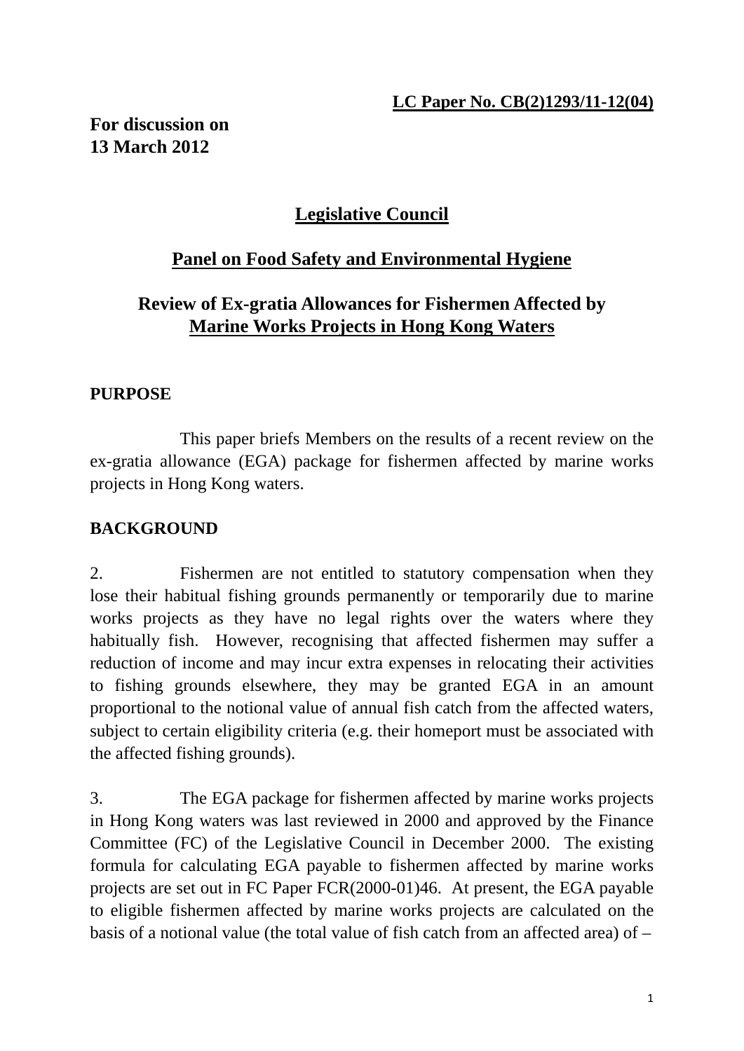**LC Paper No. CB(2)1293/11-12(04)**

**For discussion on**
**13 March 2012**

# Legislative Council

## Panel on Food Safety and Environmental Hygiene

## Review of Ex-gratia Allowances for Fishermen Affected by Marine Works Projects in Hong Kong Waters

**PURPOSE**

This paper briefs Members on the results of a recent review on the ex-gratia allowance (EGA) package for fishermen affected by marine works projects in Hong Kong waters.

**BACKGROUND**

2. Fishermen are not entitled to statutory compensation when they lose their habitual fishing grounds permanently or temporarily due to marine works projects as they have no legal rights over the waters where they habitually fish. However, recognising that affected fishermen may suffer a reduction of income and may incur extra expenses in relocating their activities to fishing grounds elsewhere, they may be granted EGA in an amount proportional to the notional value of annual fish catch from the affected waters, subject to certain eligibility criteria (e.g. their homeport must be associated with the affected fishing grounds).

3. The EGA package for fishermen affected by marine works projects in Hong Kong waters was last reviewed in 2000 and approved by the Finance Committee (FC) of the Legislative Council in December 2000. The existing formula for calculating EGA payable to fishermen affected by marine works projects are set out in FC Paper FCR(2000-01)46. At present, the EGA payable to eligible fishermen affected by marine works projects are calculated on the basis of a notional value (the total value of fish catch from an affected area) of –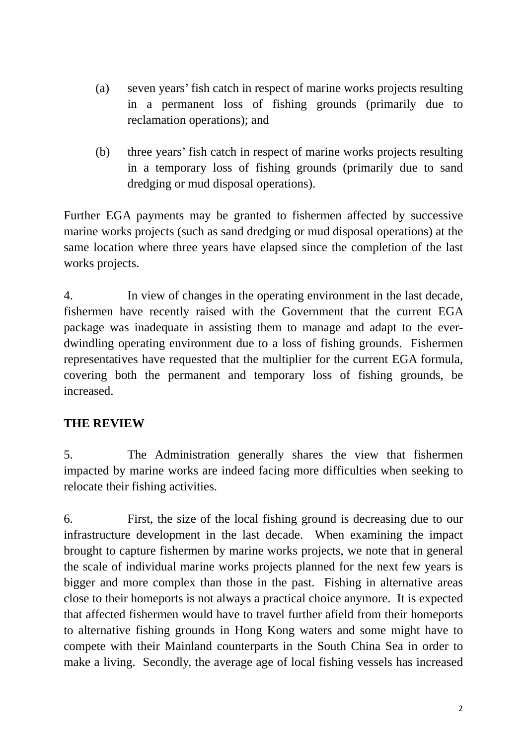(a) seven years' fish catch in respect of marine works projects resulting in a permanent loss of fishing grounds (primarily due to reclamation operations); and

(b) three years' fish catch in respect of marine works projects resulting in a temporary loss of fishing grounds (primarily due to sand dredging or mud disposal operations).

Further EGA payments may be granted to fishermen affected by successive marine works projects (such as sand dredging or mud disposal operations) at the same location where three years have elapsed since the completion of the last works projects.

4. In view of changes in the operating environment in the last decade, fishermen have recently raised with the Government that the current EGA package was inadequate in assisting them to manage and adapt to the ever-dwindling operating environment due to a loss of fishing grounds. Fishermen representatives have requested that the multiplier for the current EGA formula, covering both the permanent and temporary loss of fishing grounds, be increased.

**THE REVIEW**

5. The Administration generally shares the view that fishermen impacted by marine works are indeed facing more difficulties when seeking to relocate their fishing activities.

6. First, the size of the local fishing ground is decreasing due to our infrastructure development in the last decade. When examining the impact brought to capture fishermen by marine works projects, we note that in general the scale of individual marine works projects planned for the next few years is bigger and more complex than those in the past. Fishing in alternative areas close to their homeports is not always a practical choice anymore. It is expected that affected fishermen would have to travel further afield from their homeports to alternative fishing grounds in Hong Kong waters and some might have to compete with their Mainland counterparts in the South China Sea in order to make a living. Secondly, the average age of local fishing vessels has increased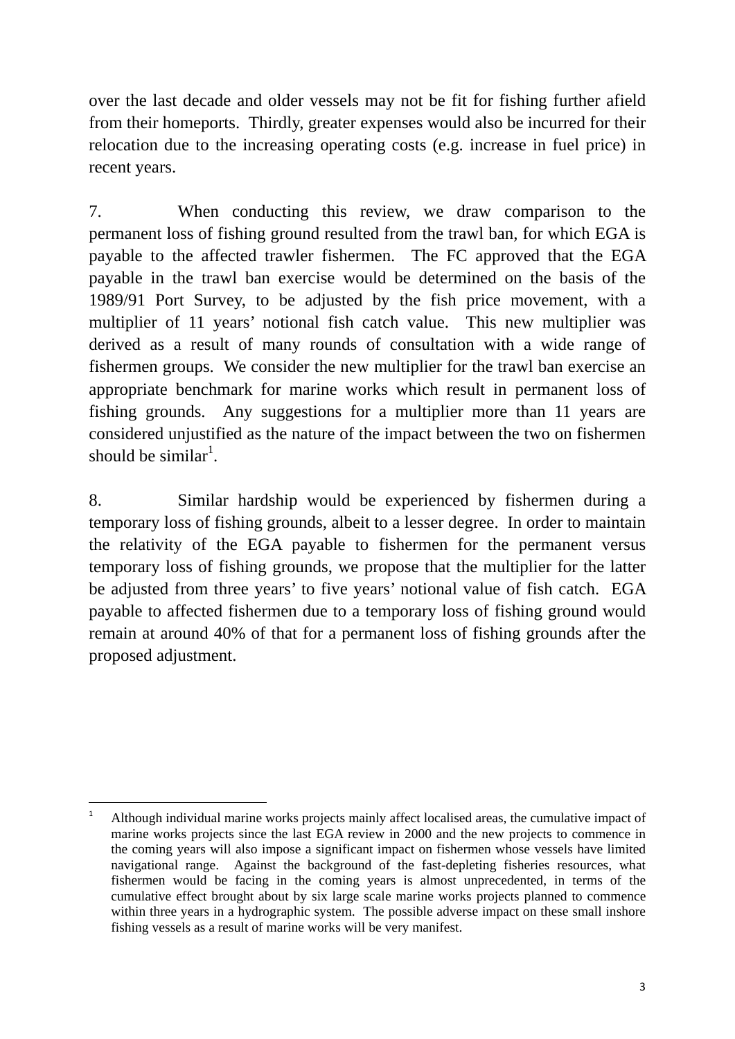over the last decade and older vessels may not be fit for fishing further afield from their homeports. Thirdly, greater expenses would also be incurred for their relocation due to the increasing operating costs (e.g. increase in fuel price) in recent years.

7. When conducting this review, we draw comparison to the permanent loss of fishing ground resulted from the trawl ban, for which EGA is payable to the affected trawler fishermen. The FC approved that the EGA payable in the trawl ban exercise would be determined on the basis of the 1989/91 Port Survey, to be adjusted by the fish price movement, with a multiplier of 11 years' notional fish catch value. This new multiplier was derived as a result of many rounds of consultation with a wide range of fishermen groups. We consider the new multiplier for the trawl ban exercise an appropriate benchmark for marine works which result in permanent loss of fishing grounds. Any suggestions for a multiplier more than 11 years are considered unjustified as the nature of the impact between the two on fishermen should be similar[1].

8. Similar hardship would be experienced by fishermen during a temporary loss of fishing grounds, albeit to a lesser degree. In order to maintain the relativity of the EGA payable to fishermen for the permanent versus temporary loss of fishing grounds, we propose that the multiplier for the latter be adjusted from three years' to five years' notional value of fish catch. EGA payable to affected fishermen due to a temporary loss of fishing ground would remain at around 40% of that for a permanent loss of fishing grounds after the proposed adjustment.

---

[1] Although individual marine works projects mainly affect localised areas, the cumulative impact of marine works projects since the last EGA review in 2000 and the new projects to commence in the coming years will also impose a significant impact on fishermen whose vessels have limited navigational range. Against the background of the fast-depleting fisheries resources, what fishermen would be facing in the coming years is almost unprecedented, in terms of the cumulative effect brought about by six large scale marine works projects planned to commence within three years in a hydrographic system. The possible adverse impact on these small inshore fishing vessels as a result of marine works will be very manifest.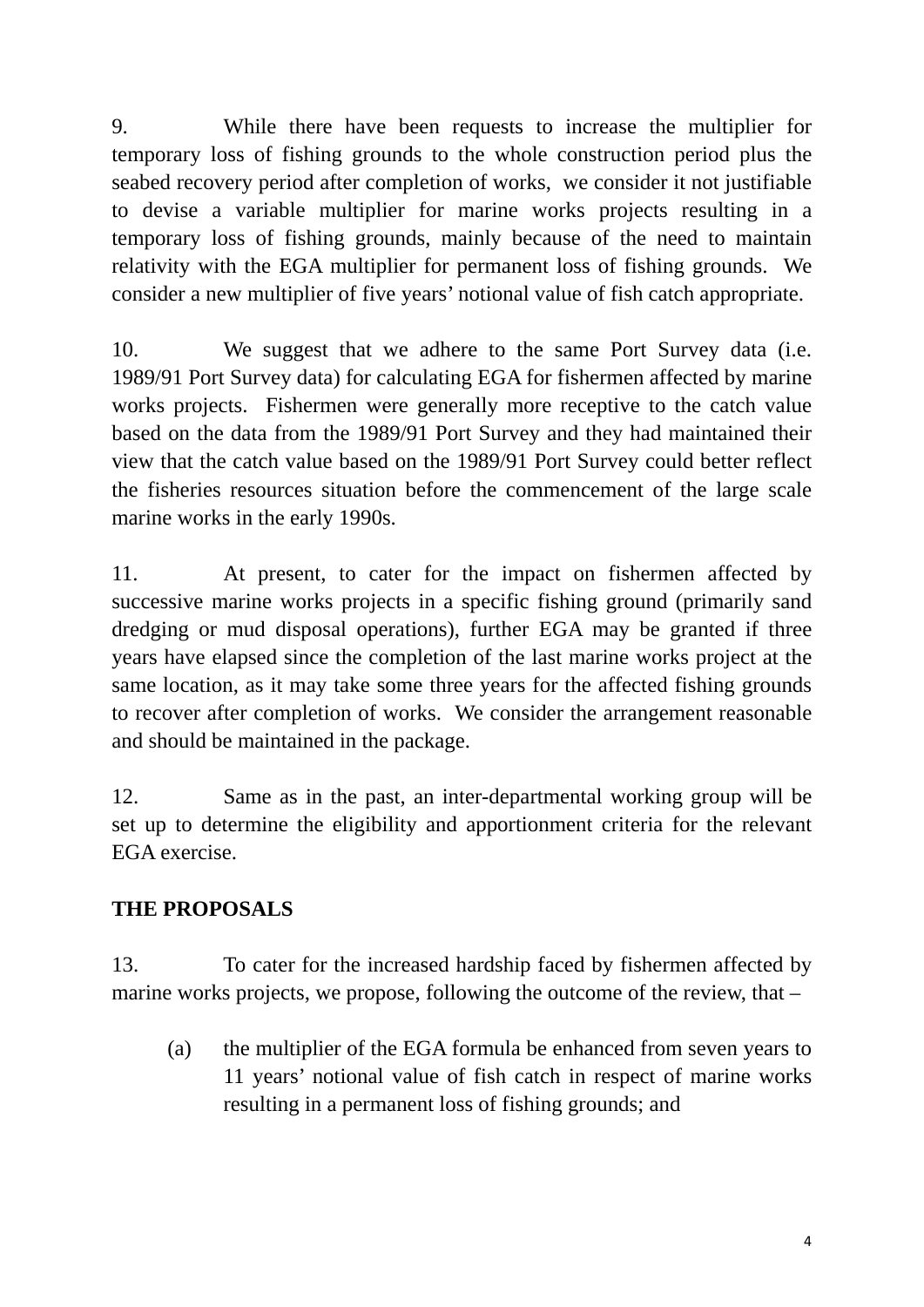9. While there have been requests to increase the multiplier for temporary loss of fishing grounds to the whole construction period plus the seabed recovery period after completion of works, we consider it not justifiable to devise a variable multiplier for marine works projects resulting in a temporary loss of fishing grounds, mainly because of the need to maintain relativity with the EGA multiplier for permanent loss of fishing grounds. We consider a new multiplier of five years' notional value of fish catch appropriate.

10. We suggest that we adhere to the same Port Survey data (i.e. 1989/91 Port Survey data) for calculating EGA for fishermen affected by marine works projects. Fishermen were generally more receptive to the catch value based on the data from the 1989/91 Port Survey and they had maintained their view that the catch value based on the 1989/91 Port Survey could better reflect the fisheries resources situation before the commencement of the large scale marine works in the early 1990s.

11. At present, to cater for the impact on fishermen affected by successive marine works projects in a specific fishing ground (primarily sand dredging or mud disposal operations), further EGA may be granted if three years have elapsed since the completion of the last marine works project at the same location, as it may take some three years for the affected fishing grounds to recover after completion of works. We consider the arrangement reasonable and should be maintained in the package.

12. Same as in the past, an inter-departmental working group will be set up to determine the eligibility and apportionment criteria for the relevant EGA exercise.

**THE PROPOSALS**

13. To cater for the increased hardship faced by fishermen affected by marine works projects, we propose, following the outcome of the review, that –

(a) the multiplier of the EGA formula be enhanced from seven years to 11 years' notional value of fish catch in respect of marine works resulting in a permanent loss of fishing grounds; and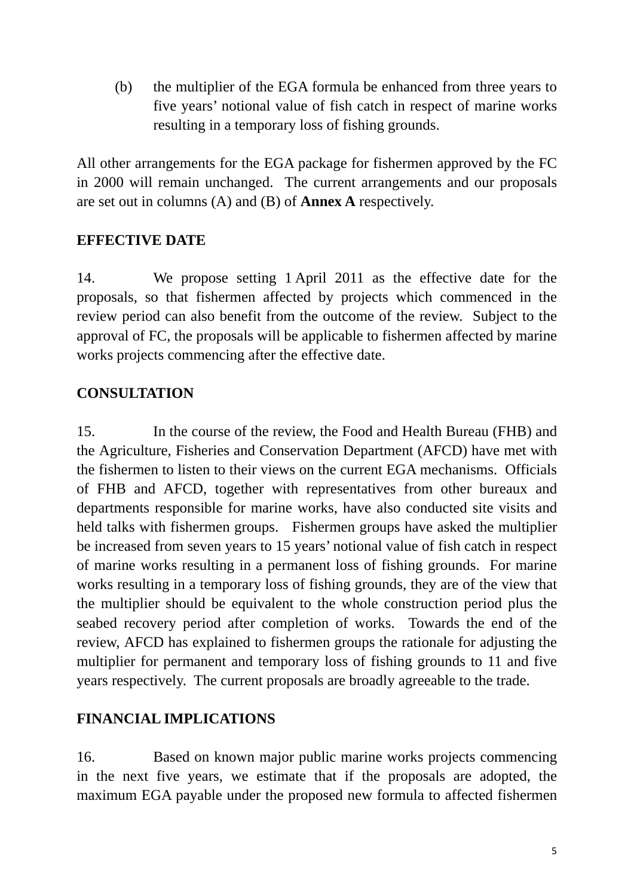(b) the multiplier of the EGA formula be enhanced from three years to five years' notional value of fish catch in respect of marine works resulting in a temporary loss of fishing grounds.

All other arrangements for the EGA package for fishermen approved by the FC in 2000 will remain unchanged. The current arrangements and our proposals are set out in columns (A) and (B) of **Annex A** respectively.

## EFFECTIVE DATE

14. We propose setting 1 April 2011 as the effective date for the proposals, so that fishermen affected by projects which commenced in the review period can also benefit from the outcome of the review. Subject to the approval of FC, the proposals will be applicable to fishermen affected by marine works projects commencing after the effective date.

## CONSULTATION

15. In the course of the review, the Food and Health Bureau (FHB) and the Agriculture, Fisheries and Conservation Department (AFCD) have met with the fishermen to listen to their views on the current EGA mechanisms. Officials of FHB and AFCD, together with representatives from other bureaux and departments responsible for marine works, have also conducted site visits and held talks with fishermen groups. Fishermen groups have asked the multiplier be increased from seven years to 15 years' notional value of fish catch in respect of marine works resulting in a permanent loss of fishing grounds. For marine works resulting in a temporary loss of fishing grounds, they are of the view that the multiplier should be equivalent to the whole construction period plus the seabed recovery period after completion of works. Towards the end of the review, AFCD has explained to fishermen groups the rationale for adjusting the multiplier for permanent and temporary loss of fishing grounds to 11 and five years respectively. The current proposals are broadly agreeable to the trade.

## FINANCIAL IMPLICATIONS

16. Based on known major public marine works projects commencing in the next five years, we estimate that if the proposals are adopted, the maximum EGA payable under the proposed new formula to affected fishermen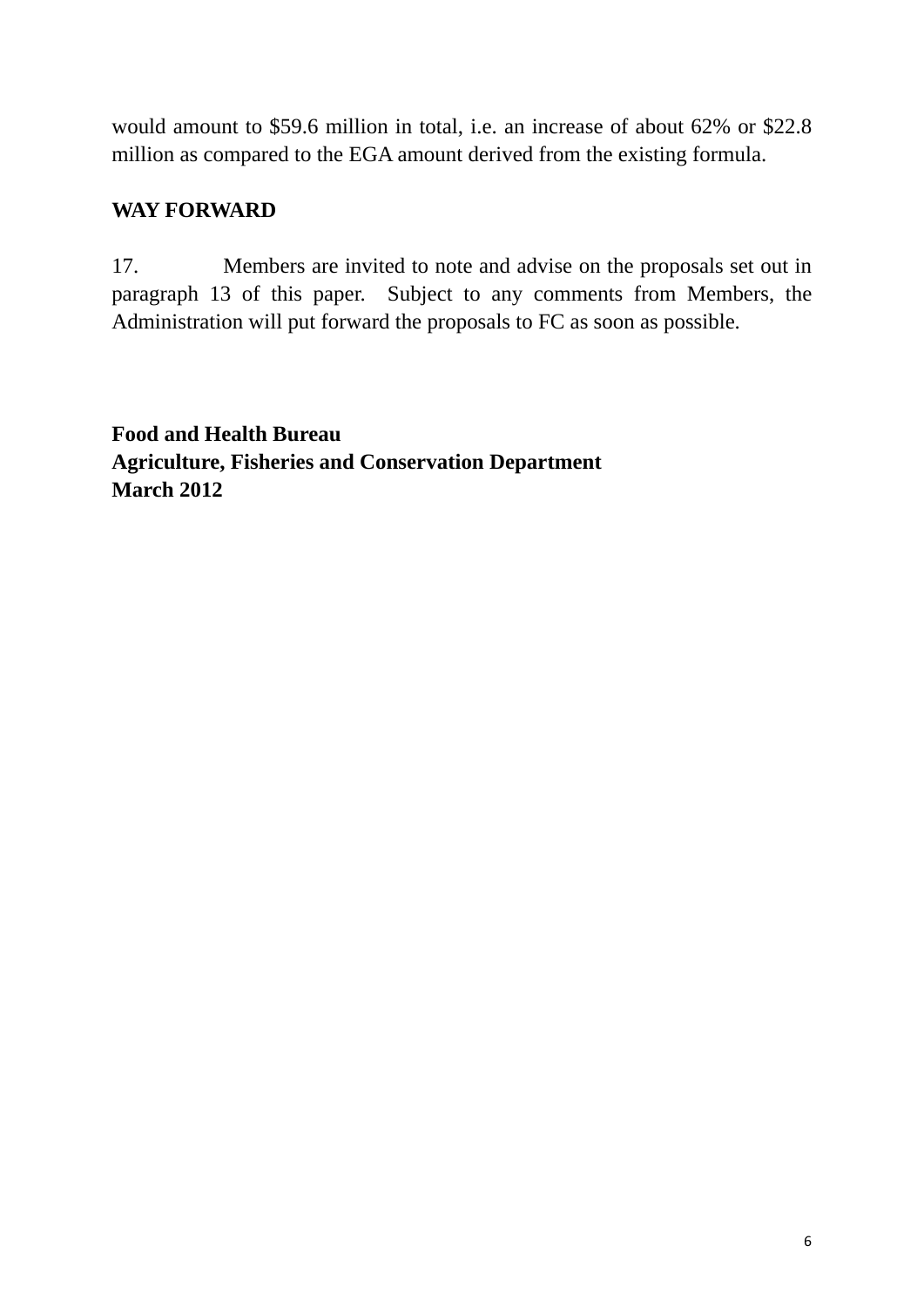would amount to $59.6 million in total, i.e. an increase of about 62% or $22.8 million as compared to the EGA amount derived from the existing formula.

## WAY FORWARD

17. Members are invited to note and advise on the proposals set out in paragraph 13 of this paper. Subject to any comments from Members, the Administration will put forward the proposals to FC as soon as possible.

**Food and Health Bureau**
**Agriculture, Fisheries and Conservation Department**
**March 2012**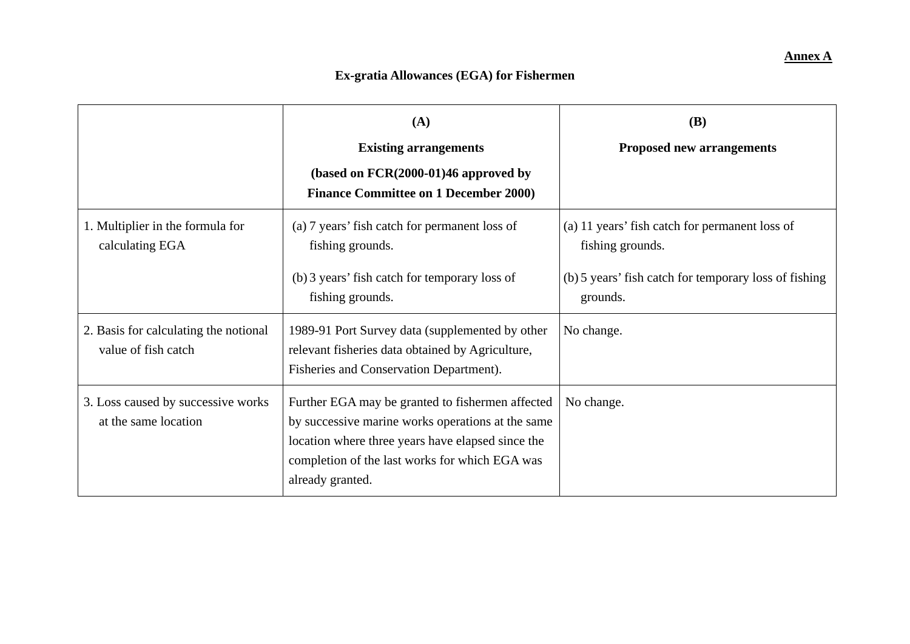**Annex A**

# Ex-gratia Allowances (EGA) for Fishermen

| | **(A)** **Existing arrangements** **(based on FCR(2000-01)46 approved by Finance Committee on 1 December 2000)** | **(B)** **Proposed new arrangements** |
|---|---|---|
| 1. Multiplier in the formula for calculating EGA | (a) 7 years' fish catch for permanent loss of fishing grounds.<br>(b) 3 years' fish catch for temporary loss of fishing grounds. | (a) 11 years' fish catch for permanent loss of fishing grounds.<br>(b) 5 years' fish catch for temporary loss of fishing grounds. |
| 2. Basis for calculating the notional value of fish catch | 1989-91 Port Survey data (supplemented by other relevant fisheries data obtained by Agriculture, Fisheries and Conservation Department). | No change. |
| 3. Loss caused by successive works at the same location | Further EGA may be granted to fishermen affected by successive marine works operations at the same location where three years have elapsed since the completion of the last works for which EGA was already granted. | No change. |